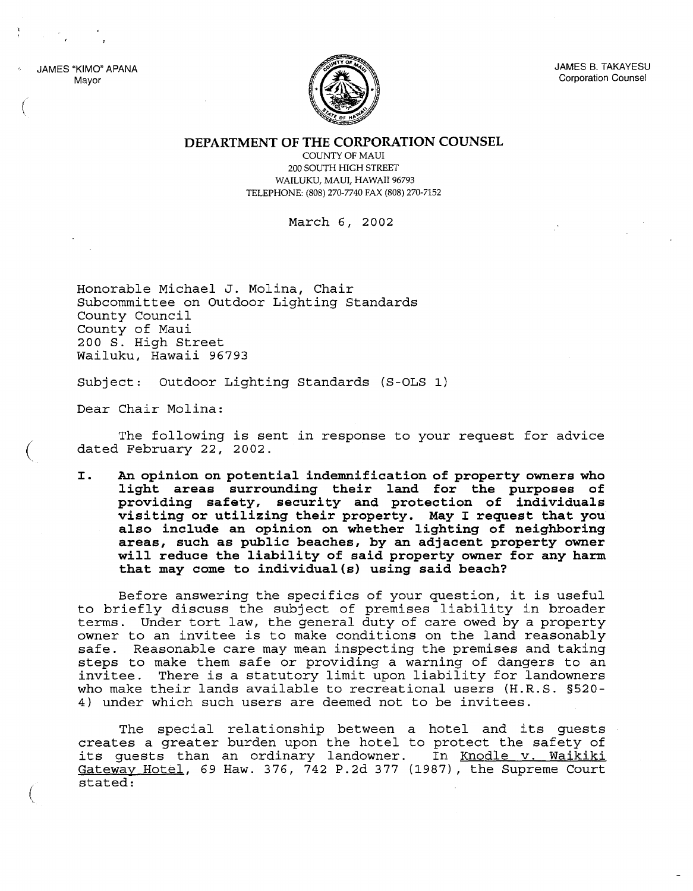JAMES "KIMO" APANA
Mayor

JAMES B. TAKAYESU
Corporation Counsel

**DEPARTMENT OF THE CORPORATION COUNSEL**
COUNTY OF MAUI
200 SOUTH HIGH STREET
WAILUKU, MAUI, HAWAII 96793
TELEPHONE: (808) 270-7740 FAX (808) 270-7152

March 6, 2002

Honorable Michael J. Molina, Chair
Subcommittee on Outdoor Lighting Standards
County Council
County of Maui
200 S. High Street
Wailuku, Hawaii 96793

Subject: Outdoor Lighting Standards (S-OLS 1)

Dear Chair Molina:

The following is sent in response to your request for advice dated February 22, 2002.

**I. An opinion on potential indemnification of property owners who light areas surrounding their land for the purposes of providing safety, security and protection of individuals visiting or utilizing their property. May I request that you also include an opinion on whether lighting of neighboring areas, such as public beaches, by an adjacent property owner will reduce the liability of said property owner for any harm that may come to individual(s) using said beach?**

Before answering the specifics of your question, it is useful to briefly discuss the subject of premises liability in broader terms. Under tort law, the general duty of care owed by a property owner to an invitee is to make conditions on the land reasonably safe. Reasonable care may mean inspecting the premises and taking steps to make them safe or providing a warning of dangers to an invitee. There is a statutory limit upon liability for landowners who make their lands available to recreational users (H.R.S. §520-4) under which such users are deemed not to be invitees.

The special relationship between a hotel and its guests creates a greater burden upon the hotel to protect the safety of its guests than an ordinary landowner. In Knodle v. Waikiki Gateway Hotel, 69 Haw. 376, 742 P.2d 377 (1987), the Supreme Court stated: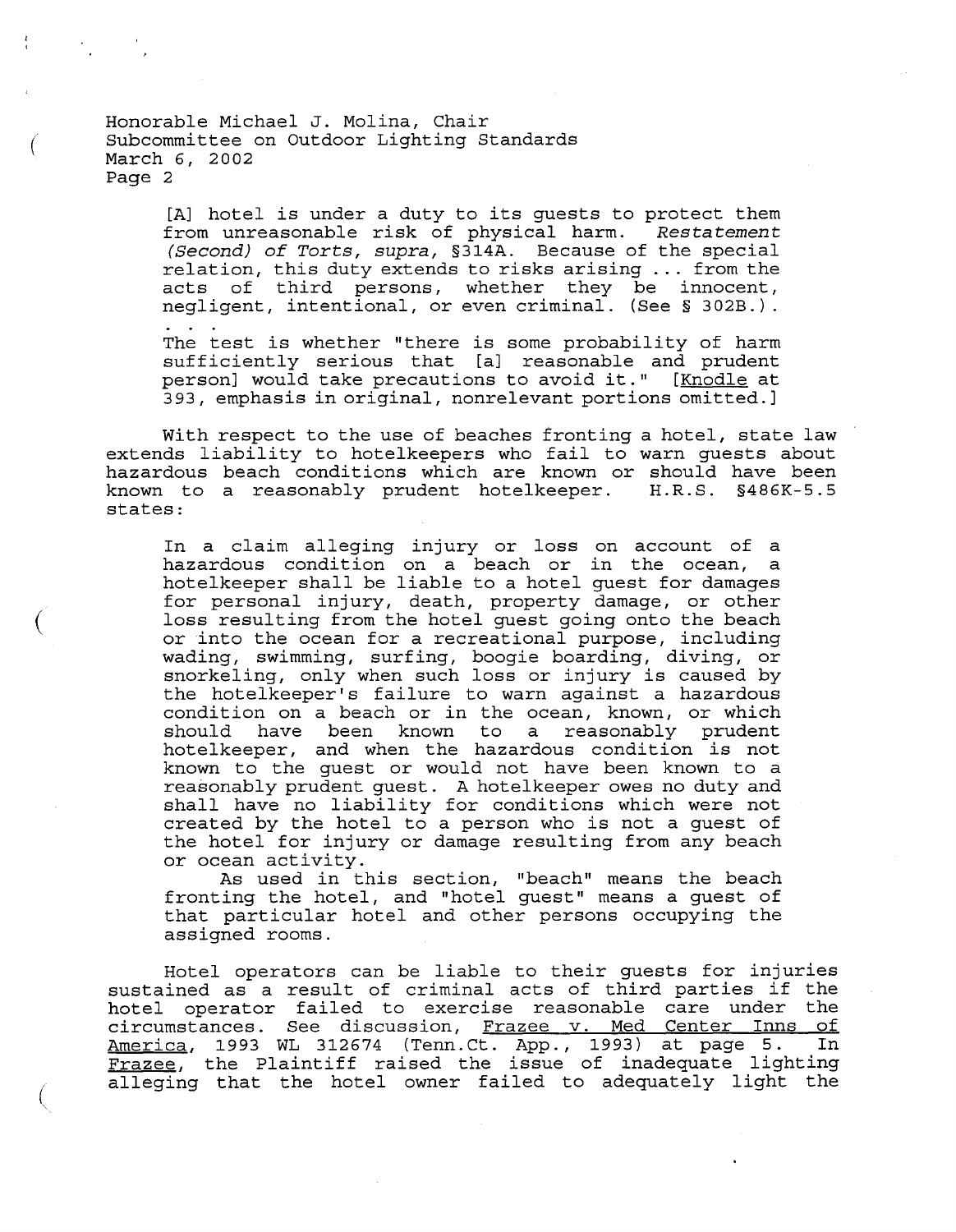> [A] hotel is under a duty to its guests to protect them from unreasonable risk of physical harm. *Restatement (Second) of Torts, supra,* §314A. Because of the special relation, this duty extends to risks arising ... from the acts of third persons, whether they be innocent, negligent, intentional, or even criminal. (See § 302B.).
> . . .
> The test is whether "there is some probability of harm sufficiently serious that [a] reasonable and prudent person] would take precautions to avoid it." [Knodle at 393, emphasis in original, nonrelevant portions omitted.]

With respect to the use of beaches fronting a hotel, state law extends liability to hotelkeepers who fail to warn guests about hazardous beach conditions which are known or should have been known to a reasonably prudent hotelkeeper. H.R.S. §486K-5.5 states:

> In a claim alleging injury or loss on account of a hazardous condition on a beach or in the ocean, a hotelkeeper shall be liable to a hotel guest for damages for personal injury, death, property damage, or other loss resulting from the hotel guest going onto the beach or into the ocean for a recreational purpose, including wading, swimming, surfing, boogie boarding, diving, or snorkeling, only when such loss or injury is caused by the hotelkeeper's failure to warn against a hazardous condition on a beach or in the ocean, known, or which should have been known to a reasonably prudent hotelkeeper, and when the hazardous condition is not known to the guest or would not have been known to a reasonably prudent guest. A hotelkeeper owes no duty and shall have no liability for conditions which were not created by the hotel to a person who is not a guest of the hotel for injury or damage resulting from any beach or ocean activity.
>
> As used in this section, "beach" means the beach fronting the hotel, and "hotel guest" means a guest of that particular hotel and other persons occupying the assigned rooms.

Hotel operators can be liable to their guests for injuries sustained as a result of criminal acts of third parties if the hotel operator failed to exercise reasonable care under the circumstances. See discussion, Frazee v. Med Center Inns of America, 1993 WL 312674 (Tenn.Ct. App., 1993) at page 5. In Frazee, the Plaintiff raised the issue of inadequate lighting alleging that the hotel owner failed to adequately light the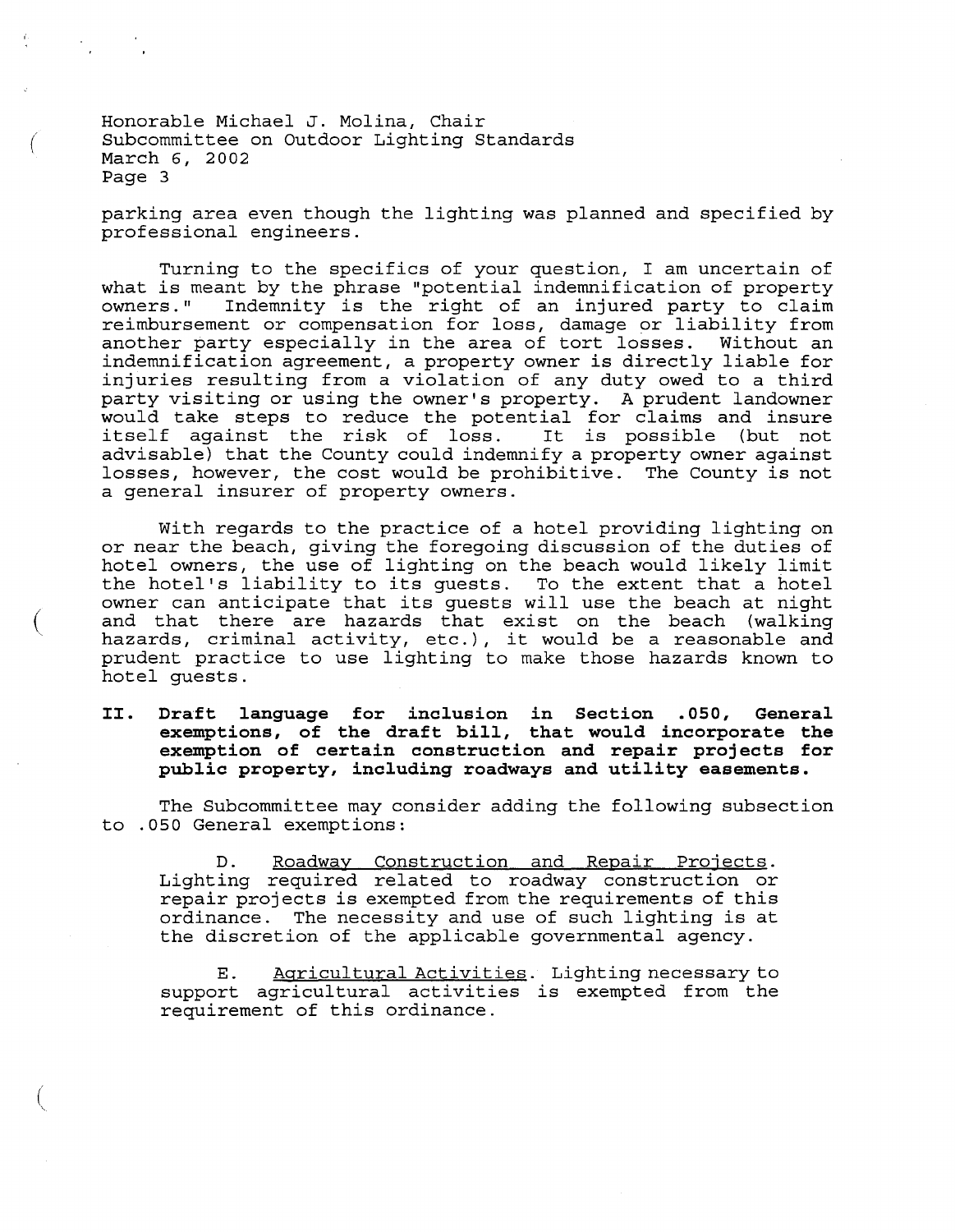parking area even though the lighting was planned and specified by professional engineers.

Turning to the specifics of your question, I am uncertain of what is meant by the phrase "potential indemnification of property owners." Indemnity is the right of an injured party to claim reimbursement or compensation for loss, damage or liability from another party especially in the area of tort losses. Without an indemnification agreement, a property owner is directly liable for injuries resulting from a violation of any duty owed to a third party visiting or using the owner's property. A prudent landowner would take steps to reduce the potential for claims and insure itself against the risk of loss. It is possible (but not advisable) that the County could indemnify a property owner against losses, however, the cost would be prohibitive. The County is not a general insurer of property owners.

With regards to the practice of a hotel providing lighting on or near the beach, giving the foregoing discussion of the duties of hotel owners, the use of lighting on the beach would likely limit the hotel's liability to its guests. To the extent that a hotel owner can anticipate that its guests will use the beach at night and that there are hazards that exist on the beach (walking hazards, criminal activity, etc.), it would be a reasonable and prudent practice to use lighting to make those hazards known to hotel guests.

**II. Draft language for inclusion in Section .050, General exemptions, of the draft bill, that would incorporate the exemption of certain construction and repair projects for public property, including roadways and utility easements.**

The Subcommittee may consider adding the following subsection to .050 General exemptions:

D. <u>Roadway Construction and Repair Projects</u>. Lighting required related to roadway construction or repair projects is exempted from the requirements of this ordinance. The necessity and use of such lighting is at the discretion of the applicable governmental agency.

E. <u>Agricultural Activities</u>. Lighting necessary to support agricultural activities is exempted from the requirement of this ordinance.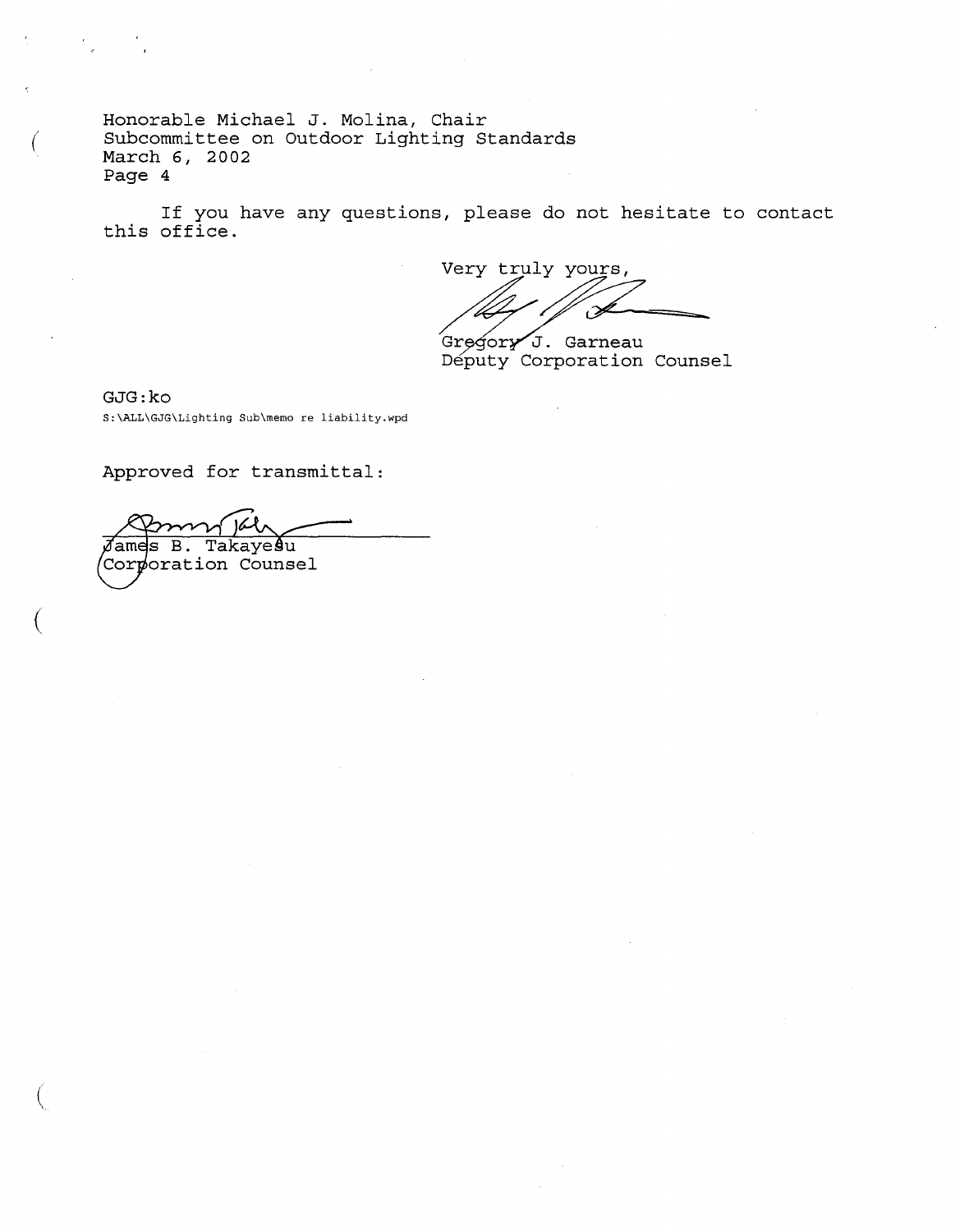Honorable Michael J. Molina, Chair
Subcommittee on Outdoor Lighting Standards
March 6, 2002
Page 4

If you have any questions, please do not hesitate to contact this office.

Very truly yours,

Gregory J. Garneau
Deputy Corporation Counsel

GJG:ko
S:\ALL\GJG\Lighting Sub\memo re liability.wpd

Approved for transmittal:

James B. Takayesu
Corporation Counsel